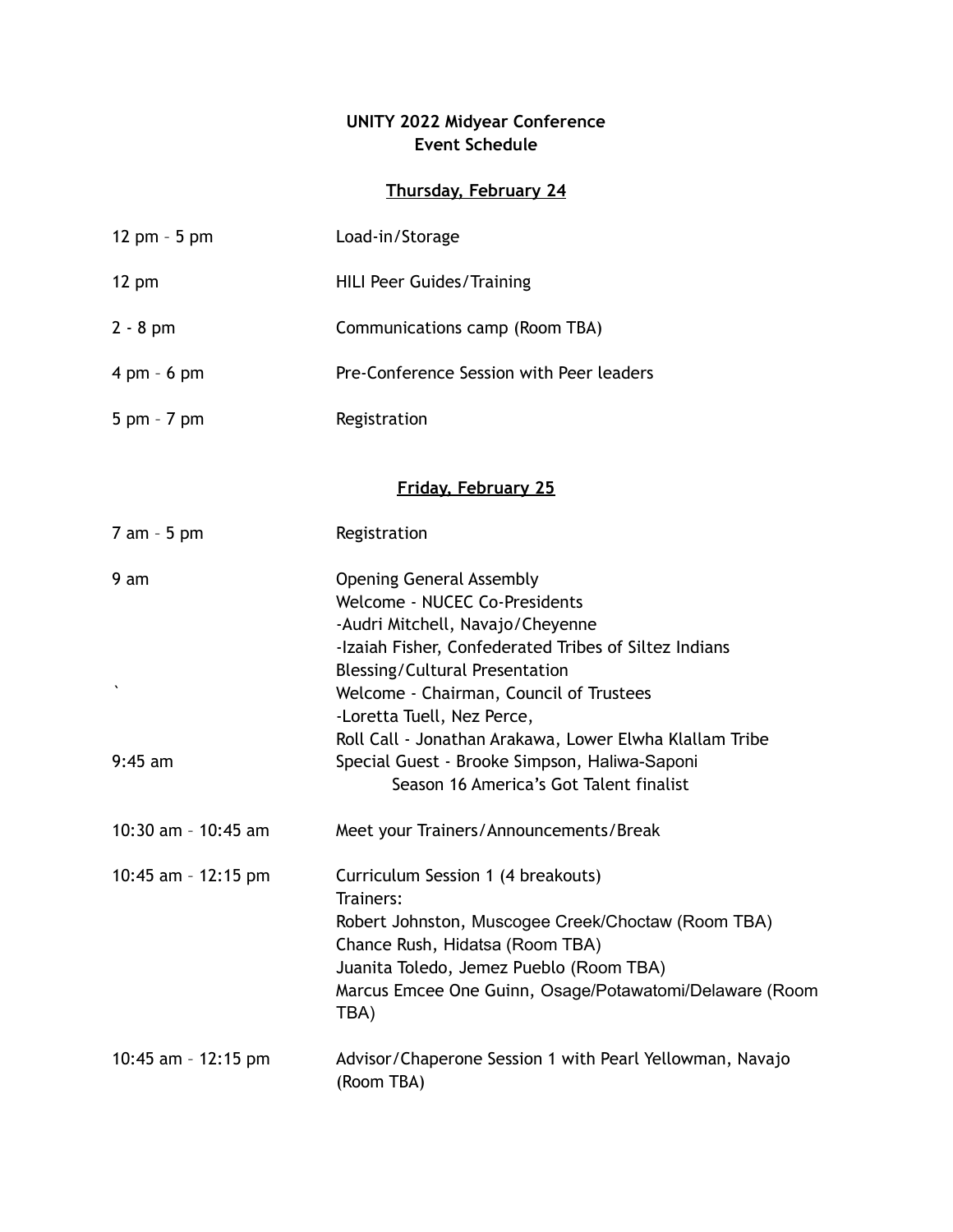# UNITY 2022 Midyear Conference
## Event Schedule

### Thursday, February 24

| | |
|---|---|
| 12 pm – 5 pm | Load-in/Storage |
| 12 pm | HILI Peer Guides/Training |
| 2 - 8 pm | Communications camp (Room TBA) |
| 4 pm – 6 pm | Pre-Conference Session with Peer leaders |
| 5 pm – 7 pm | Registration |

### Friday, February 25

| | |
|---|---|
| 7 am – 5 pm | Registration |
| 9 am | Opening General Assembly<br>Welcome - NUCEC Co-Presidents<br>-Audri Mitchell, Navajo/Cheyenne<br>-Izaiah Fisher, Confederated Tribes of Siltez Indians<br>Blessing/Cultural Presentation<br>Welcome - Chairman, Council of Trustees<br>-Loretta Tuell, Nez Perce,<br>Roll Call - Jonathan Arakawa, Lower Elwha Klallam Tribe |
| 9:45 am | Special Guest - Brooke Simpson, Haliwa-Saponi<br>Season 16 America's Got Talent finalist |
| 10:30 am – 10:45 am | Meet your Trainers/Announcements/Break |
| 10:45 am – 12:15 pm | Curriculum Session 1 (4 breakouts)<br>Trainers:<br>Robert Johnston, Muscogee Creek/Choctaw (Room TBA)<br>Chance Rush, Hidatsa (Room TBA)<br>Juanita Toledo, Jemez Pueblo (Room TBA)<br>Marcus Emcee One Guinn, Osage/Potawatomi/Delaware (Room TBA) |
| 10:45 am – 12:15 pm | Advisor/Chaperone Session 1 with Pearl Yellowman, Navajo (Room TBA) |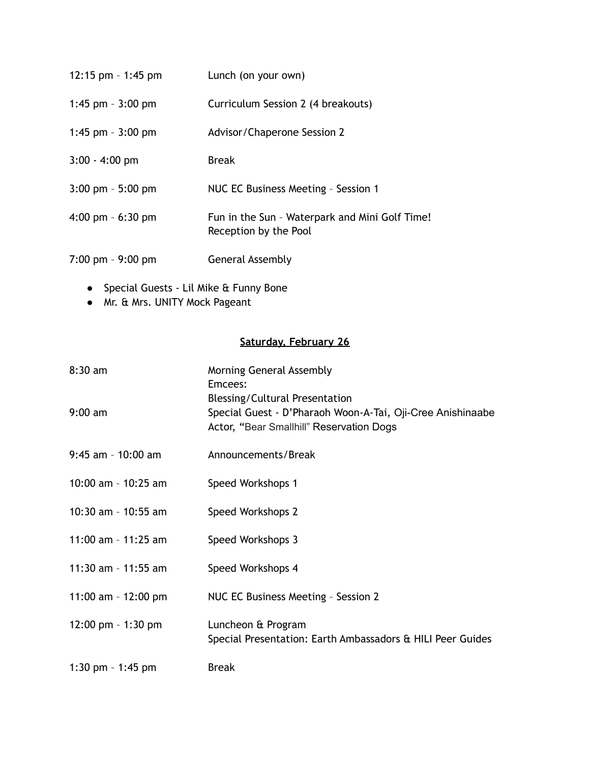| | |
|---|---|
| 12:15 pm – 1:45 pm | Lunch (on your own) |
| 1:45 pm – 3:00 pm | Curriculum Session 2 (4 breakouts) |
| 1:45 pm – 3:00 pm | Advisor/Chaperone Session 2 |
| 3:00 - 4:00 pm | Break |
| 3:00 pm – 5:00 pm | NUC EC Business Meeting – Session 1 |
| 4:00 pm – 6:30 pm | Fun in the Sun – Waterpark and Mini Golf Time! Reception by the Pool |
| 7:00 pm – 9:00 pm | General Assembly |

- Special Guests - Lil Mike & Funny Bone
- Mr. & Mrs. UNITY Mock Pageant

## Saturday, February 26

| | |
|---|---|
| 8:30 am | Morning General Assembly<br>Emcees:<br>Blessing/Cultural Presentation |
| 9:00 am | Special Guest - D'Pharaoh Woon-A-Tai, Oji-Cree Anishinaabe Actor, "Bear Smallhill" Reservation Dogs |
| 9:45 am – 10:00 am | Announcements/Break |
| 10:00 am – 10:25 am | Speed Workshops 1 |
| 10:30 am – 10:55 am | Speed Workshops 2 |
| 11:00 am – 11:25 am | Speed Workshops 3 |
| 11:30 am – 11:55 am | Speed Workshops 4 |
| 11:00 am – 12:00 pm | NUC EC Business Meeting – Session 2 |
| 12:00 pm – 1:30 pm | Luncheon & Program<br>Special Presentation: Earth Ambassadors & HILI Peer Guides |
| 1:30 pm – 1:45 pm | Break |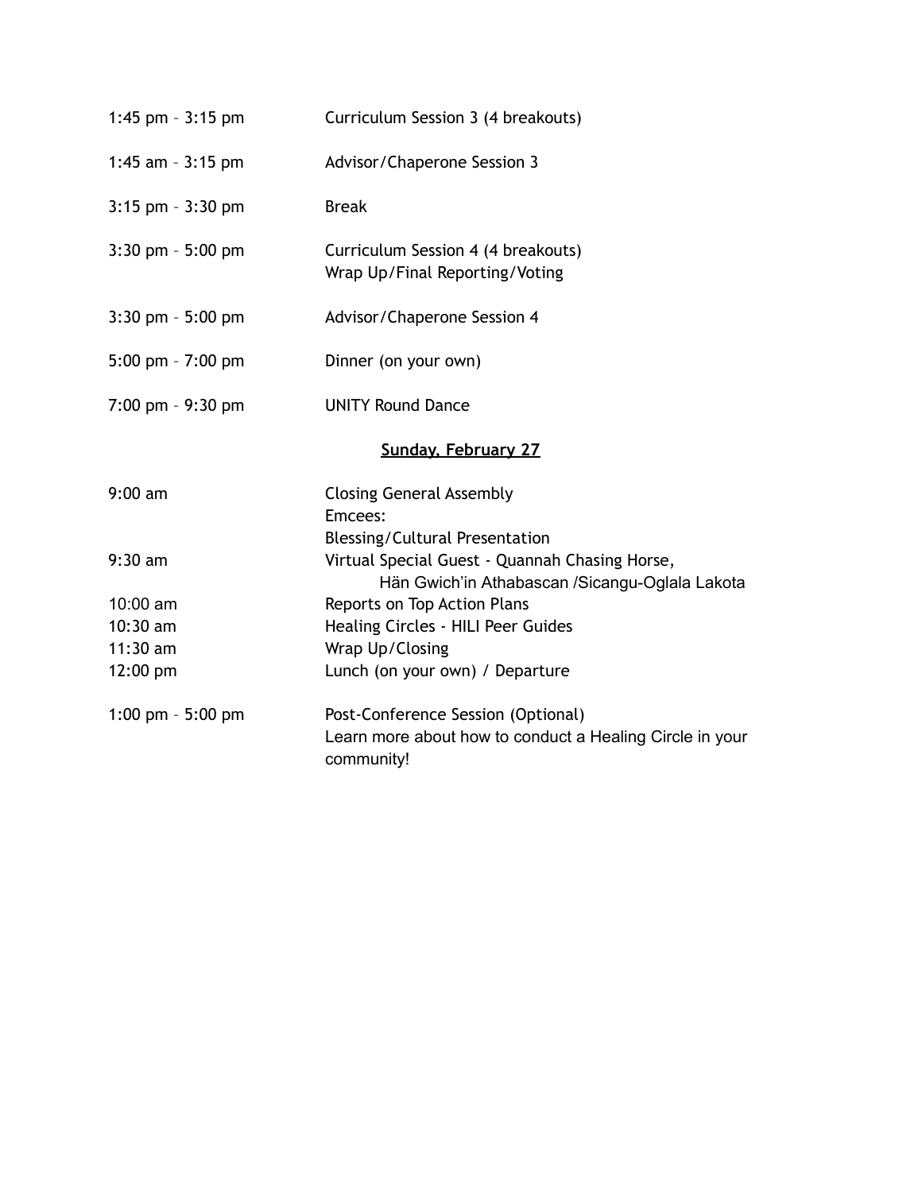| | |
|---|---|
| 1:45 pm – 3:15 pm | Curriculum Session 3 (4 breakouts) |
| 1:45 am – 3:15 pm | Advisor/Chaperone Session 3 |
| 3:15 pm – 3:30 pm | Break |
| 3:30 pm – 5:00 pm | Curriculum Session 4 (4 breakouts)<br>Wrap Up/Final Reporting/Voting |
| 3:30 pm – 5:00 pm | Advisor/Chaperone Session 4 |
| 5:00 pm – 7:00 pm | Dinner (on your own) |
| 7:00 pm – 9:30 pm | UNITY Round Dance |

## Sunday, February 27

| | |
|---|---|
| 9:00 am | Closing General Assembly<br>Emcees:<br>Blessing/Cultural Presentation |
| 9:30 am | Virtual Special Guest - Quannah Chasing Horse,<br>Hän Gwich'in Athabascan /Sicangu-Oglala Lakota |
| 10:00 am | Reports on Top Action Plans |
| 10:30 am | Healing Circles - HILI Peer Guides |
| 11:30 am | Wrap Up/Closing |
| 12:00 pm | Lunch (on your own) / Departure |
| 1:00 pm – 5:00 pm | Post-Conference Session (Optional)<br>Learn more about how to conduct a Healing Circle in your community! |